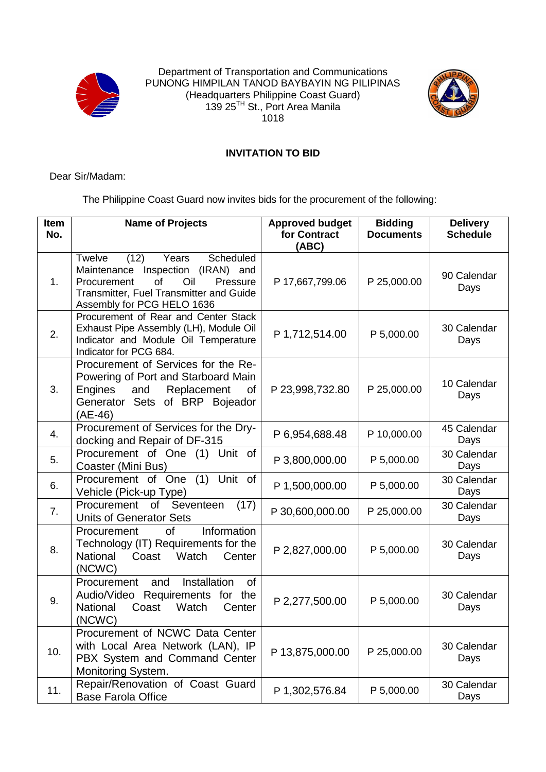Department of Transportation and Communications
PUNONG HIMPILAN TANOD BAYBAYIN NG PILIPINAS
(Headquarters Philippine Coast Guard)
139 25TH St., Port Area Manila
1018

## INVITATION TO BID

Dear Sir/Madam:

The Philippine Coast Guard now invites bids for the procurement of the following:

| Item No. | Name of Projects | Approved budget for Contract (ABC) | Bidding Documents | Delivery Schedule |
|---|---|---|---|---|
| 1. | Twelve (12) Years Scheduled Maintenance Inspection (IRAN) and Procurement of Oil Pressure Transmitter, Fuel Transmitter and Guide Assembly for PCG HELO 1636 | P 17,667,799.06 | P 25,000.00 | 90 Calendar Days |
| 2. | Procurement of Rear and Center Stack Exhaust Pipe Assembly (LH), Module Oil Indicator and Module Oil Temperature Indicator for PCG 684. | P 1,712,514.00 | P 5,000.00 | 30 Calendar Days |
| 3. | Procurement of Services for the Re-Powering of Port and Starboard Main Engines and Replacement of Generator Sets of BRP Bojeador (AE-46) | P 23,998,732.80 | P 25,000.00 | 10 Calendar Days |
| 4. | Procurement of Services for the Dry-docking and Repair of DF-315 | P 6,954,688.48 | P 10,000.00 | 45 Calendar Days |
| 5. | Procurement of One (1) Unit of Coaster (Mini Bus) | P 3,800,000.00 | P 5,000.00 | 30 Calendar Days |
| 6. | Procurement of One (1) Unit of Vehicle (Pick-up Type) | P 1,500,000.00 | P 5,000.00 | 30 Calendar Days |
| 7. | Procurement of Seventeen (17) Units of Generator Sets | P 30,600,000.00 | P 25,000.00 | 30 Calendar Days |
| 8. | Procurement of Information Technology (IT) Requirements for the National Coast Watch Center (NCWC) | P 2,827,000.00 | P 5,000.00 | 30 Calendar Days |
| 9. | Procurement and Installation of Audio/Video Requirements for the National Coast Watch Center (NCWC) | P 2,277,500.00 | P 5,000.00 | 30 Calendar Days |
| 10. | Procurement of NCWC Data Center with Local Area Network (LAN), IP PBX System and Command Center Monitoring System. | P 13,875,000.00 | P 25,000.00 | 30 Calendar Days |
| 11. | Repair/Renovation of Coast Guard Base Farola Office | P 1,302,576.84 | P 5,000.00 | 30 Calendar Days |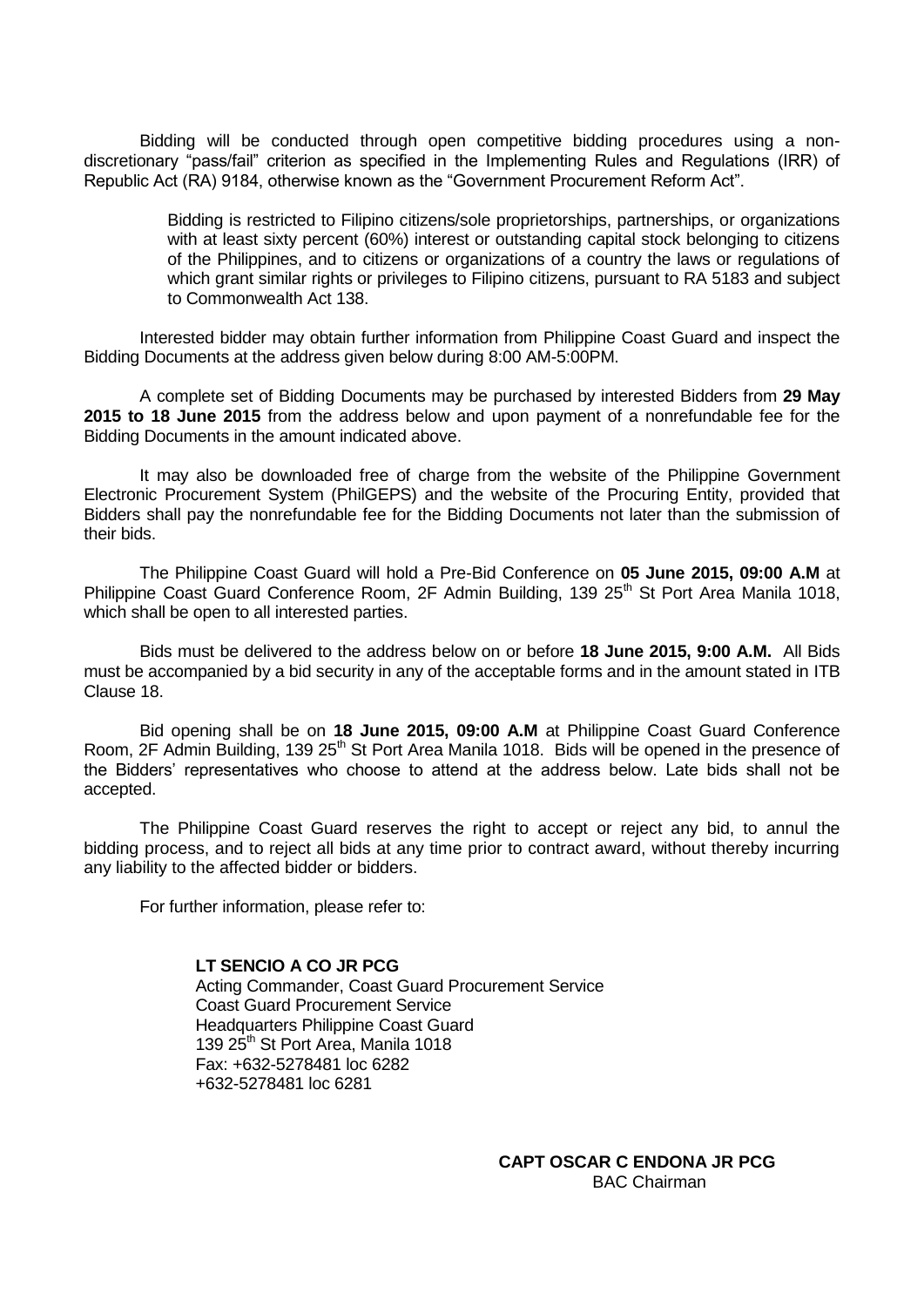Bidding will be conducted through open competitive bidding procedures using a non-discretionary "pass/fail" criterion as specified in the Implementing Rules and Regulations (IRR) of Republic Act (RA) 9184, otherwise known as the "Government Procurement Reform Act".

> Bidding is restricted to Filipino citizens/sole proprietorships, partnerships, or organizations with at least sixty percent (60%) interest or outstanding capital stock belonging to citizens of the Philippines, and to citizens or organizations of a country the laws or regulations of which grant similar rights or privileges to Filipino citizens, pursuant to RA 5183 and subject to Commonwealth Act 138.

Interested bidder may obtain further information from Philippine Coast Guard and inspect the Bidding Documents at the address given below during 8:00 AM-5:00PM.

A complete set of Bidding Documents may be purchased by interested Bidders from **29 May 2015 to 18 June 2015** from the address below and upon payment of a nonrefundable fee for the Bidding Documents in the amount indicated above.

It may also be downloaded free of charge from the website of the Philippine Government Electronic Procurement System (PhilGEPS) and the website of the Procuring Entity, provided that Bidders shall pay the nonrefundable fee for the Bidding Documents not later than the submission of their bids.

The Philippine Coast Guard will hold a Pre-Bid Conference on **05 June 2015, 09:00 A.M** at Philippine Coast Guard Conference Room, 2F Admin Building, 139 25th St Port Area Manila 1018, which shall be open to all interested parties.

Bids must be delivered to the address below on or before **18 June 2015, 9:00 A.M.** All Bids must be accompanied by a bid security in any of the acceptable forms and in the amount stated in ITB Clause 18.

Bid opening shall be on **18 June 2015, 09:00 A.M** at Philippine Coast Guard Conference Room, 2F Admin Building, 139 25th St Port Area Manila 1018. Bids will be opened in the presence of the Bidders' representatives who choose to attend at the address below. Late bids shall not be accepted.

The Philippine Coast Guard reserves the right to accept or reject any bid, to annul the bidding process, and to reject all bids at any time prior to contract award, without thereby incurring any liability to the affected bidder or bidders.

For further information, please refer to:

**LT SENCIO A CO JR PCG**
Acting Commander, Coast Guard Procurement Service
Coast Guard Procurement Service
Headquarters Philippine Coast Guard
139 25th St Port Area, Manila 1018
Fax: +632-5278481 loc 6282
+632-5278481 loc 6281

**CAPT OSCAR C ENDONA JR PCG**
BAC Chairman